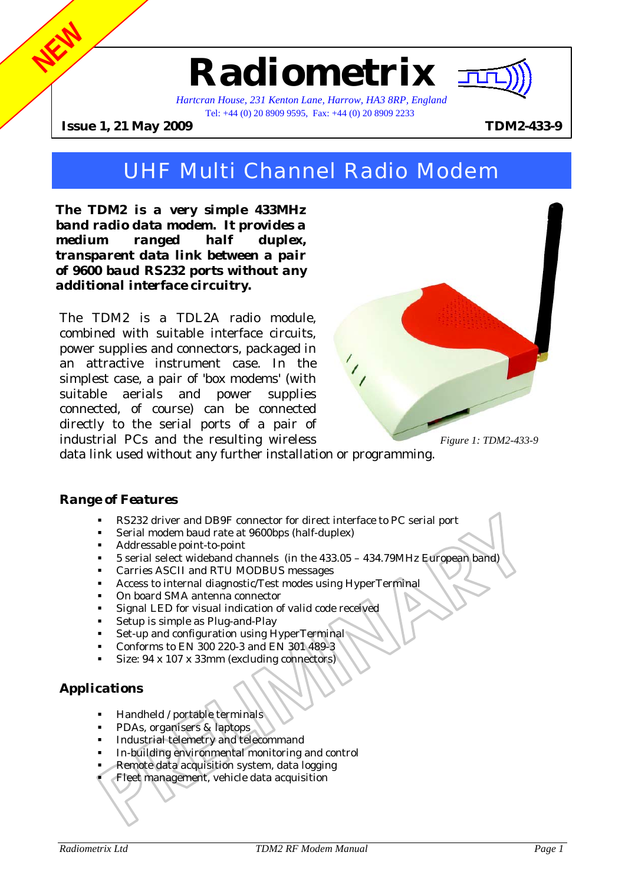NEW

# Radiometrix

*Hartcran House, 231 Kenton Lane, Harrow, HA3 8RP, England*
Tel: +44 (0) 20 8909 9595, Fax: +44 (0) 20 8909 2233

**Issue 1, 21 May 2009** **TDM2-433-9**

## UHF Multi Channel Radio Modem

**The TDM2 is a very simple 433MHz band radio data modem. It provides a medium ranged half duplex, transparent data link between a pair of 9600 baud RS232 ports without any additional interface circuitry.**

The TDM2 is a TDL2A radio module, combined with suitable interface circuits, power supplies and connectors, packaged in an attractive instrument case. In the simplest case, a pair of 'box modems' (with suitable aerials and power supplies connected, of course) can be connected directly to the serial ports of a pair of industrial PCs and the resulting wireless data link used without any further installation or programming.

*Figure 1: TDM2-433-9*

### Range of Features

- RS232 driver and DB9F connector for direct interface to PC serial port
- Serial modem baud rate at 9600bps (half-duplex)
- Addressable point-to-point
- 5 serial select wideband channels (in the 433.05 – 434.79MHz European band)
- Carries ASCII and RTU MODBUS messages
- Access to internal diagnostic/Test modes using HyperTerminal
- On board SMA antenna connector
- Signal LED for visual indication of valid code received
- Setup is simple as Plug-and-Play
- Set-up and configuration using HyperTerminal
- Conforms to EN 300 220-3 and EN 301 489-3
- Size: 94 x 107 x 33mm (excluding connectors)

### Applications

- Handheld / portable terminals
- PDAs, organisers & laptops
- Industrial telemetry and telecommand
- In-building environmental monitoring and control
- Remote data acquisition system, data logging
- Fleet management, vehicle data acquisition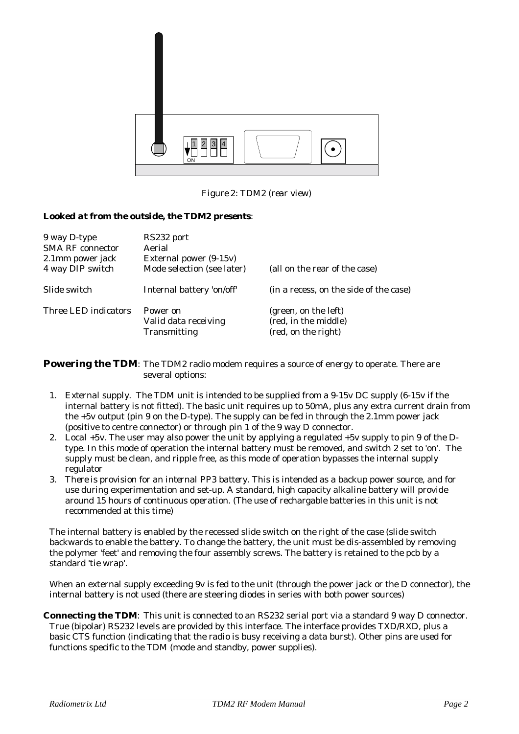Figure 2: TDM2 (rear view)

***Looked at from the outside, the TDM2 presents***:

| | | |
|---|---|---|
| 9 way D-type | RS232 port | |
| SMA RF connector | Aerial | |
| 2.1mm power jack | External power (9-15v) | |
| 4 way DIP switch | Mode selection (see later) | (all on the rear of the case) |
| Slide switch | Internal battery 'on/off' | (in a recess, on the side of the case) |
| Three LED indicators | Power on | (green, on the left) |
| | Valid data receiving | (red, in the middle) |
| | Transmitting | (red, on the right) |

**Powering the TDM**: The TDM2 radio modem requires a source of energy to operate. There are several options:

1. External supply. The TDM unit is intended to be supplied from a 9-15v DC supply (6-15v if the internal battery is not fitted). The basic unit requires up to 50mA, plus any extra current drain from the +5v output (pin 9 on the D-type). The supply can be fed in through the 2.1mm power jack (positive to centre connector) or through pin 1 of the 9 way D connector.
2. Local +5v. The user may also power the unit by applying a regulated +5v supply to pin 9 of the D-type. In this mode of operation the internal battery must be removed, and switch 2 set to 'on'. The supply must be clean, and ripple free, as this mode of operation bypasses the internal supply regulator
3. There is provision for an internal PP3 battery. This is intended as a backup power source, and for use during experimentation and set-up. A standard, high capacity alkaline battery will provide around 15 hours of continuous operation. (The use of rechargable batteries in this unit is not recommended at this time)

The internal battery is enabled by the recessed slide switch on the right of the case (slide switch backwards to enable the battery. To change the battery, the unit must be dis-assembled by removing the polymer 'feet' and removing the four assembly screws. The battery is retained to the pcb by a standard 'tie wrap'.

When an external supply exceeding 9v is fed to the unit (through the power jack or the D connector), the internal battery is not used (there are steering diodes in series with both power sources)

**Connecting the TDM**: This unit is connected to an RS232 serial port via a standard 9 way D connector. True (bipolar) RS232 levels are provided by this interface. The interface provides TXD/RXD, plus a basic CTS function (indicating that the radio is busy receiving a data burst). Other pins are used for functions specific to the TDM (mode and standby, power supplies).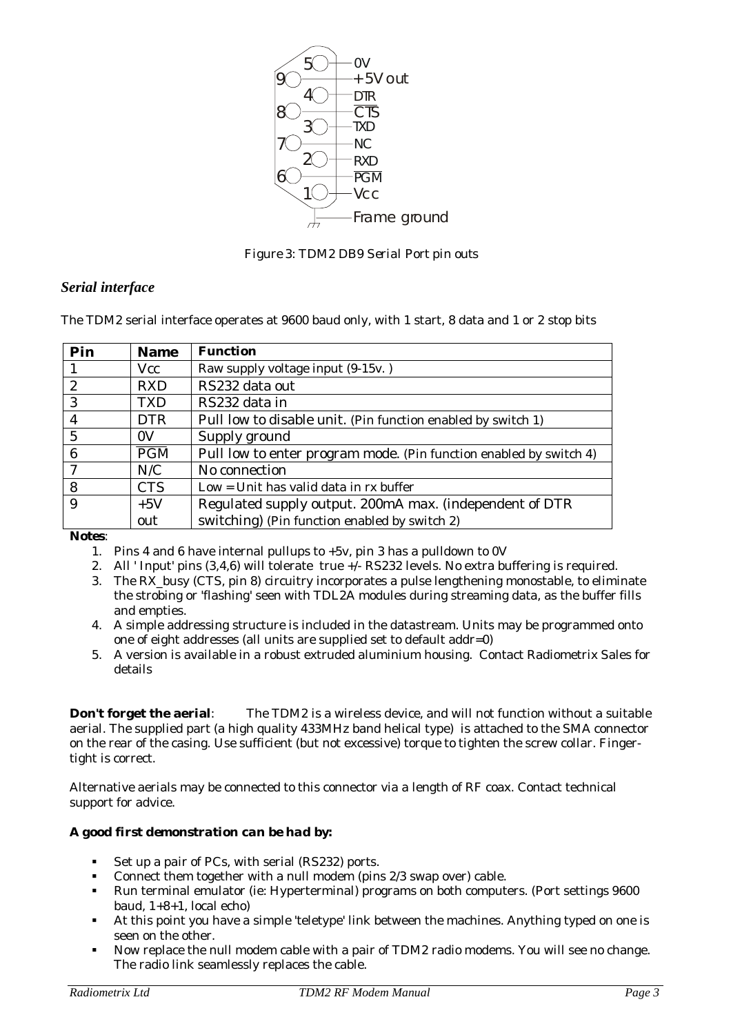5 0V
9 +5V out
4 DTR
8 CTS
3 TXD
7 NC
2 RXD
6 PGM
1 Vcc
Frame ground

Figure 3: TDM2 DB9 Serial Port pin outs

### *Serial interface*

The TDM2 serial interface operates at 9600 baud only, with 1 start, 8 data and 1 or 2 stop bits

| Pin | Name | Function |
|---|---|---|
| 1 | Vcc | Raw supply voltage input (9-15v. ) |
| 2 | RXD | RS232 data out |
| 3 | TXD | RS232 data in |
| 4 | DTR | Pull low to disable unit. (Pin function enabled by switch 1) |
| 5 | 0V | Supply ground |
| 6 | PGM | Pull low to enter program mode. (Pin function enabled by switch 4) |
| 7 | N/C | No connection |
| 8 | CTS | Low = Unit has valid data in rx buffer |
| 9 | +5V out | Regulated supply output. 200mA max. (independent of DTR switching) (Pin function enabled by switch 2) |

**Notes**:

1. Pins 4 and 6 have internal pullups to +5v, pin 3 has a pulldown to 0V
2. All ' Input' pins (3,4,6) will tolerate true +/- RS232 levels. No extra buffering is required.
3. The RX_busy (CTS, pin 8) circuitry incorporates a pulse lengthening monostable, to eliminate the strobing or 'flashing' seen with TDL2A modules during streaming data, as the buffer fills and empties.
4. A simple addressing structure is included in the datastream. Units may be programmed onto one of eight addresses (all units are supplied set to default addr=0)
5. A version is available in a robust extruded aluminium housing. Contact Radiometrix Sales for details

**Don't forget the aerial**: The TDM2 is a wireless device, and will not function without a suitable aerial. The supplied part (a high quality 433MHz band helical type) is attached to the SMA connector on the rear of the casing. Use sufficient (but not excessive) torque to tighten the screw collar. Finger-tight is correct.

Alternative aerials may be connected to this connector via a length of RF coax. Contact technical support for advice.

***A good first demonstration can be had by:***

- Set up a pair of PCs, with serial (RS232) ports.
- Connect them together with a null modem (pins 2/3 swap over) cable.
- Run terminal emulator (ie: Hyperterminal) programs on both computers. (Port settings 9600 baud, 1+8+1, local echo)
- At this point you have a simple 'teletype' link between the machines. Anything typed on one is seen on the other.
- Now replace the null modem cable with a pair of TDM2 radio modems. You will see no change. The radio link seamlessly replaces the cable.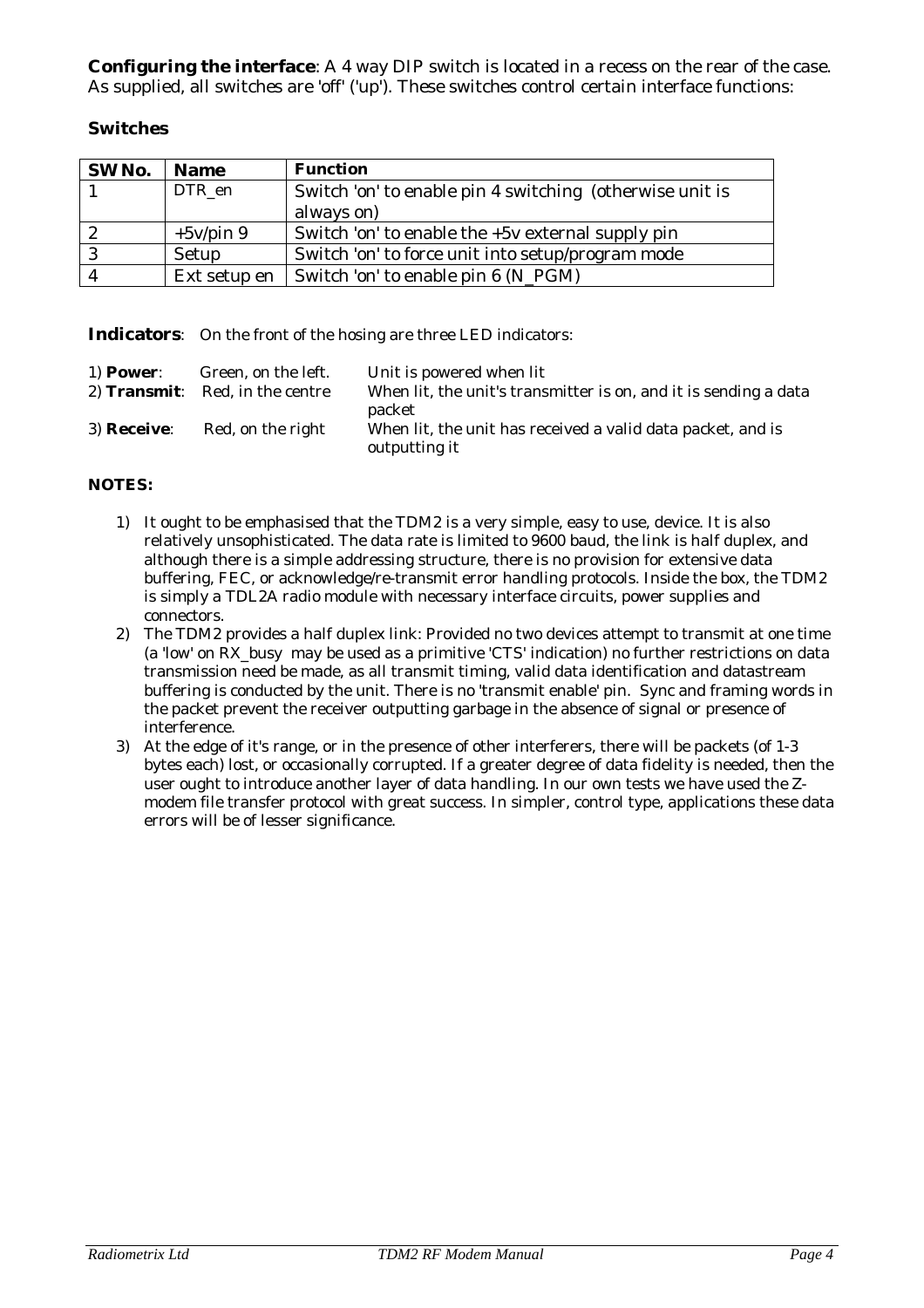**Configuring the interface**: A 4 way DIP switch is located in a recess on the rear of the case. As supplied, all switches are 'off' ('up'). These switches control certain interface functions:

**Switches**

| **SW No.** | **Name** | **Function** |
|---|---|---|
| 1 | DTR_en | Switch 'on' to enable pin 4 switching (otherwise unit is always on) |
| 2 | +5v/pin 9 | Switch 'on' to enable the +5v external supply pin |
| 3 | Setup | Switch 'on' to force unit into setup/program mode |
| 4 | Ext setup en | Switch 'on' to enable pin 6 (N_PGM) |

**Indicators**: On the front of the hosing are three LED indicators:

| | | |
|---|---|---|
| 1) **Power**: | Green, on the left. | Unit is powered when lit |
| 2) **Transmit**: | Red, in the centre | When lit, the unit's transmitter is on, and it is sending a data packet |
| 3) **Receive**: | Red, on the right | When lit, the unit has received a valid data packet, and is outputting it |

**NOTES:**

1) It ought to be emphasised that the TDM2 is a very simple, easy to use, device. It is also relatively unsophisticated. The data rate is limited to 9600 baud, the link is half duplex, and although there is a simple addressing structure, there is no provision for extensive data buffering, FEC, or acknowledge/re-transmit error handling protocols. Inside the box, the TDM2 is simply a TDL2A radio module with necessary interface circuits, power supplies and connectors.
2) The TDM2 provides a half duplex link: Provided no two devices attempt to transmit at one time (a 'low' on RX_busy may be used as a primitive 'CTS' indication) no further restrictions on data transmission need be made, as all transmit timing, valid data identification and datastream buffering is conducted by the unit. There is no 'transmit enable' pin. Sync and framing words in the packet prevent the receiver outputting garbage in the absence of signal or presence of interference.
3) At the edge of it's range, or in the presence of other interferers, there will be packets (of 1-3 bytes each) lost, or occasionally corrupted. If a greater degree of data fidelity is needed, then the user ought to introduce another layer of data handling. In our own tests we have used the Z-modem file transfer protocol with great success. In simpler, control type, applications these data errors will be of lesser significance.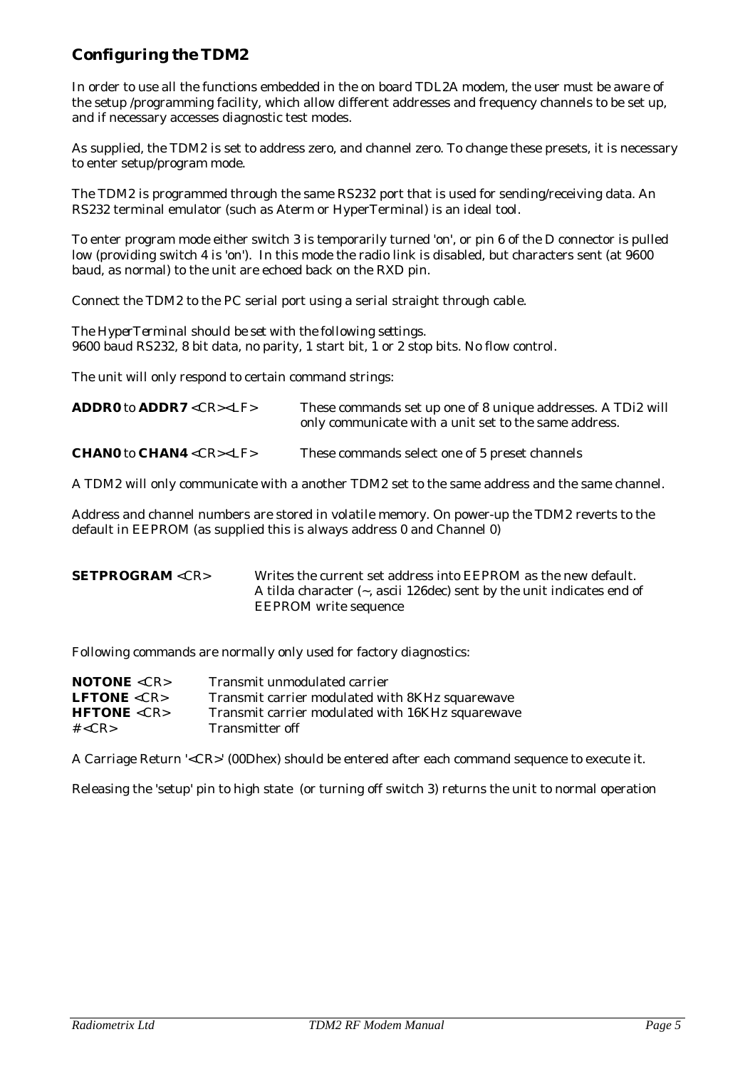## Configuring the TDM2

In order to use all the functions embedded in the on board TDL2A modem, the user must be aware of the setup /programming facility, which allow different addresses and frequency channels to be set up, and if necessary accesses diagnostic test modes.

As supplied, the TDM2 is set to address zero, and channel zero. To change these presets, it is necessary to enter setup/program mode.

The TDM2 is programmed through the same RS232 port that is used for sending/receiving data. An RS232 terminal emulator (such as Aterm or HyperTerminal) is an ideal tool.

To enter program mode either switch 3 is temporarily turned 'on', or pin 6 of the D connector is pulled low (providing switch 4 is 'on'). In this mode the radio link is disabled, but characters sent (at 9600 baud, as normal) to the unit are echoed back on the RXD pin.

Connect the TDM2 to the PC serial port using a serial straight through cable.

*The HyperTerminal should be set with the following settings.*
9600 baud RS232, 8 bit data, no parity, 1 start bit, 1 or 2 stop bits. No flow control.

The unit will only respond to certain command strings:

| | |
|---|---|
| **ADDR0** to **ADDR7** <CR><LF> | These commands set up one of 8 unique addresses. A TDi2 will only communicate with a unit set to the same address. |
| **CHAN0** to **CHAN4** <CR><LF> | These commands select one of 5 preset channels |

A TDM2 will only communicate with a another TDM2 set to the same address and the same channel.

Address and channel numbers are stored in volatile memory. On power-up the TDM2 reverts to the default in EEPROM (as supplied this is always address 0 and Channel 0)

| | |
|---|---|
| **SETPROGRAM** <CR> | Writes the current set address into EEPROM as the new default. A tilda character (~, ascii 126dec) sent by the unit indicates end of EEPROM write sequence |

Following commands are normally only used for factory diagnostics:

| | |
|---|---|
| **NOTONE** <CR> | Transmit unmodulated carrier |
| **LFTONE** <CR> | Transmit carrier modulated with 8KHz squarewave |
| **HFTONE** <CR> | Transmit carrier modulated with 16KHz squarewave |
| # <CR> | Transmitter off |

A Carriage Return '<CR>' (00Dhex) should be entered after each command sequence to execute it.

Releasing the 'setup' pin to high state (or turning off switch 3) returns the unit to normal operation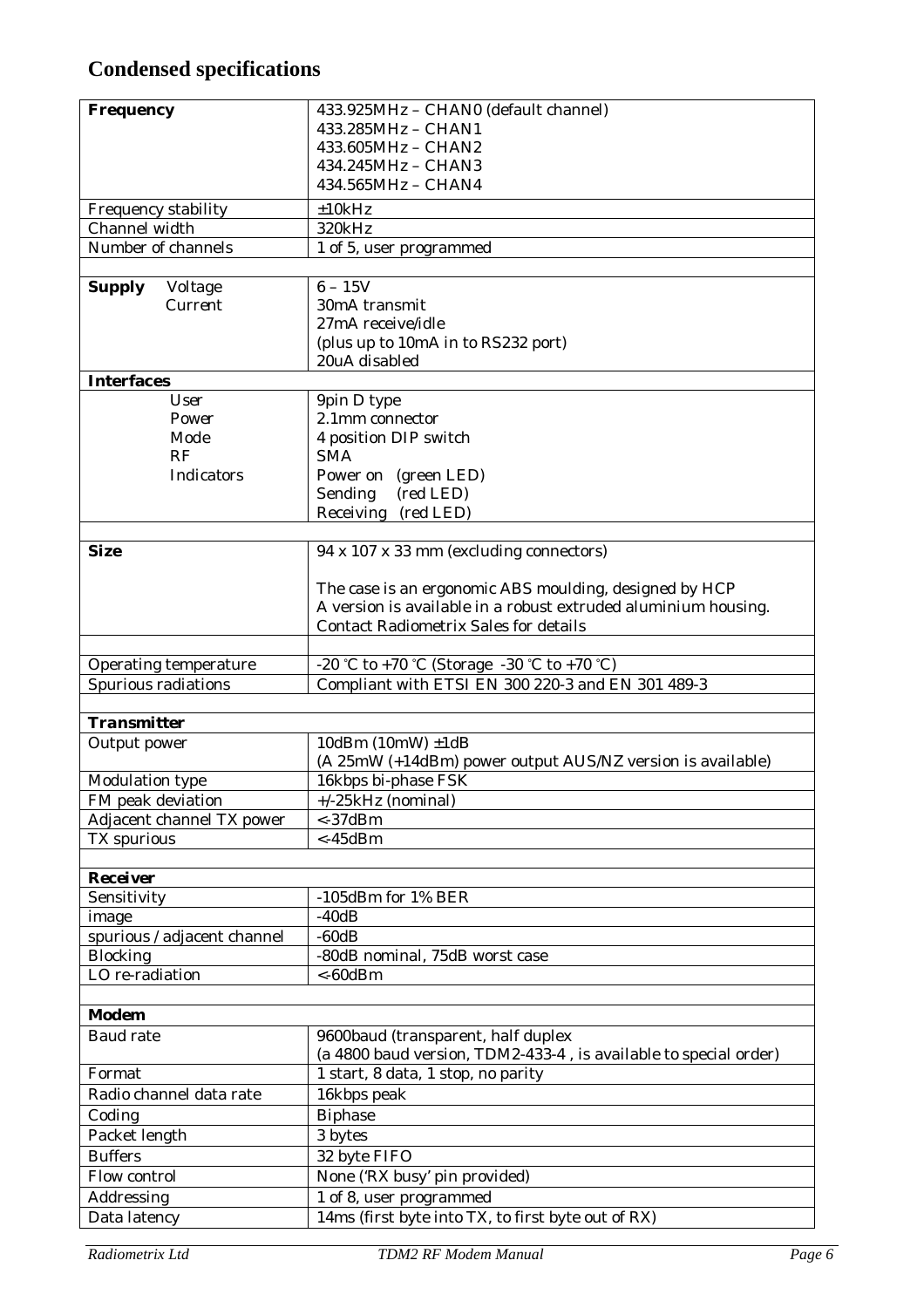## Condensed specifications

| | |
|---|---|
| **Frequency** | 433.925MHz – CHAN0 (default channel)<br>433.285MHz – CHAN1<br>433.605MHz – CHAN2<br>434.245MHz – CHAN3<br>434.565MHz – CHAN4 |
| Frequency stability | ±10kHz |
| Channel width | 320kHz |
| Number of channels | 1 of 5, user programmed |
| | |
| **Supply** Voltage | 6 – 15V |
| Current | 30mA transmit<br>27mA receive/idle<br>(plus up to 10mA in to RS232 port)<br>20uA disabled |
| **Interfaces** | |
| User | 9pin D type |
| Power | 2.1mm connector |
| Mode | 4 position DIP switch |
| RF | SMA |
| Indicators | Power on (green LED)<br>Sending (red LED)<br>Receiving (red LED) |
| | |
| **Size** | 94 x 107 x 33 mm (excluding connectors)<br><br>The case is an ergonomic ABS moulding, designed by HCP<br>A version is available in a robust extruded aluminium housing.<br>Contact Radiometrix Sales for details |
| | |
| Operating temperature | -20 °C to +70 °C (Storage -30 °C to +70 °C) |
| Spurious radiations | Compliant with ETSI EN 300 220-3 and EN 301 489-3 |
| | |
| ***Transmitter*** | |
| Output power | 10dBm (10mW) ±1dB<br>(A 25mW (+14dBm) power output AUS/NZ version is available) |
| Modulation type | 16kbps bi-phase FSK |
| FM peak deviation | +/-25kHz (nominal) |
| Adjacent channel TX power | <-37dBm |
| TX spurious | <-45dBm |
| | |
| ***Receiver*** | |
| Sensitivity | -105dBm for 1% BER |
| image | -40dB |
| spurious / adjacent channel | -60dB |
| Blocking | -80dB nominal, 75dB worst case |
| LO re-radiation | <-60dBm |
| | |
| **Modem** | |
| Baud rate | 9600baud (transparent, half duplex<br>(a 4800 baud version, TDM2-433-4 , is available to special order) |
| Format | 1 start, 8 data, 1 stop, no parity |
| Radio channel data rate | 16kbps peak |
| Coding | Biphase |
| Packet length | 3 bytes |
| Buffers | 32 byte FIFO |
| Flow control | None ('RX busy' pin provided) |
| Addressing | 1 of 8, user programmed |
| Data latency | 14ms (first byte into TX, to first byte out of RX) |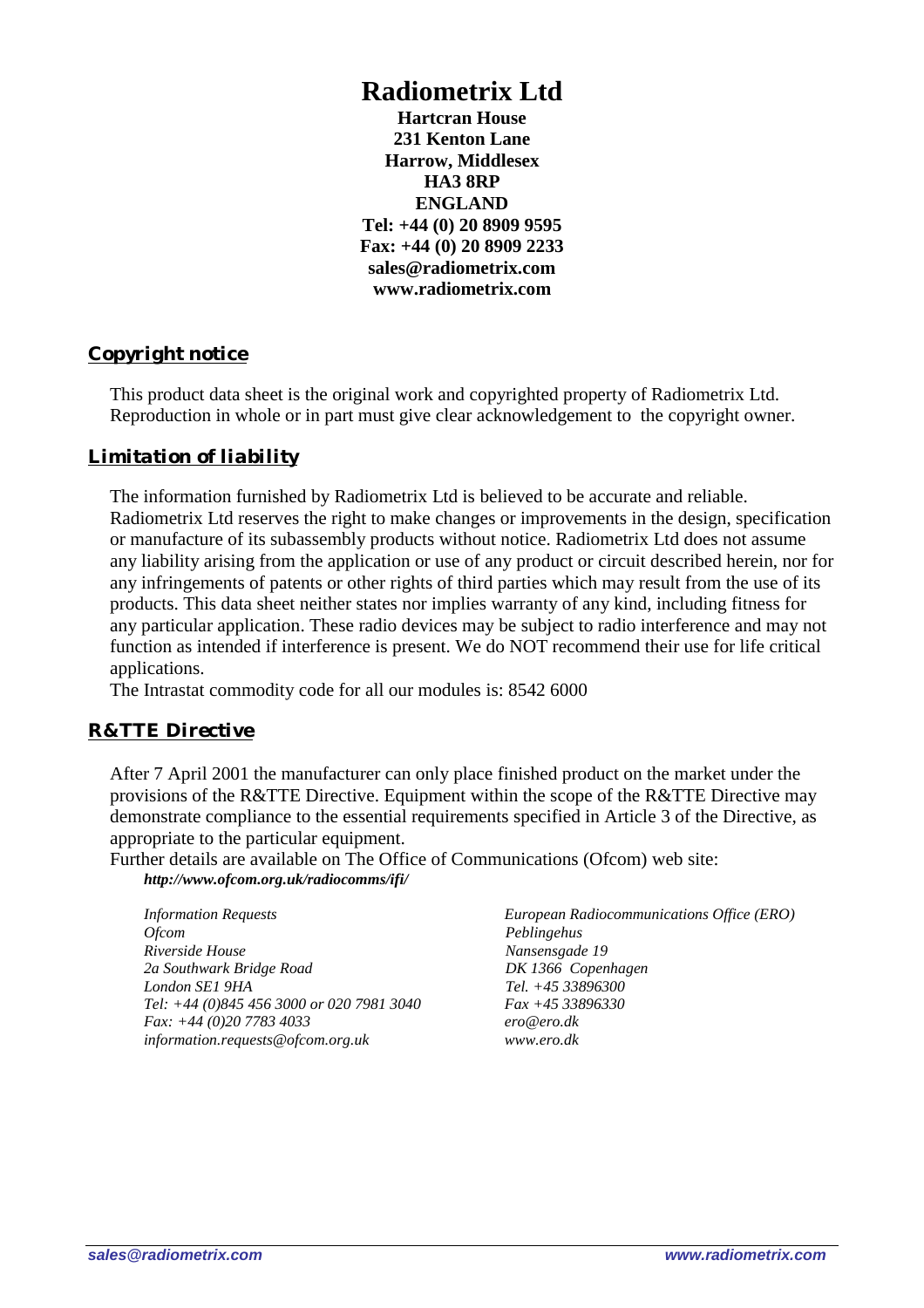# Radiometrix Ltd

**Hartcran House**
**231 Kenton Lane**
**Harrow, Middlesex**
**HA3 8RP**
**ENGLAND**
**Tel: +44 (0) 20 8909 9595**
**Fax: +44 (0) 20 8909 2233**
**sales@radiometrix.com**
**www.radiometrix.com**

## Copyright notice

This product data sheet is the original work and copyrighted property of Radiometrix Ltd. Reproduction in whole or in part must give clear acknowledgement to the copyright owner.

## Limitation of liability

The information furnished by Radiometrix Ltd is believed to be accurate and reliable. Radiometrix Ltd reserves the right to make changes or improvements in the design, specification or manufacture of its subassembly products without notice. Radiometrix Ltd does not assume any liability arising from the application or use of any product or circuit described herein, nor for any infringements of patents or other rights of third parties which may result from the use of its products. This data sheet neither states nor implies warranty of any kind, including fitness for any particular application. These radio devices may be subject to radio interference and may not function as intended if interference is present. We do NOT recommend their use for life critical applications.
The Intrastat commodity code for all our modules is: 8542 6000

## R&TTE Directive

After 7 April 2001 the manufacturer can only place finished product on the market under the provisions of the R&TTE Directive. Equipment within the scope of the R&TTE Directive may demonstrate compliance to the essential requirements specified in Article 3 of the Directive, as appropriate to the particular equipment.
Further details are available on The Office of Communications (Ofcom) web site:
***http://www.ofcom.org.uk/radiocomms/ifi/***

*Information Requests*
*Ofcom*
*Riverside House*
*2a Southwark Bridge Road*
*London SE1 9HA*
*Tel: +44 (0)845 456 3000 or 020 7981 3040*
*Fax: +44 (0)20 7783 4033*
*information.requests@ofcom.org.uk*

*European Radiocommunications Office (ERO)*
*Peblingehus*
*Nansensgade 19*
*DK 1366 Copenhagen*
*Tel. +45 33896300*
*Fax +45 33896330*
*ero@ero.dk*
*www.ero.dk*